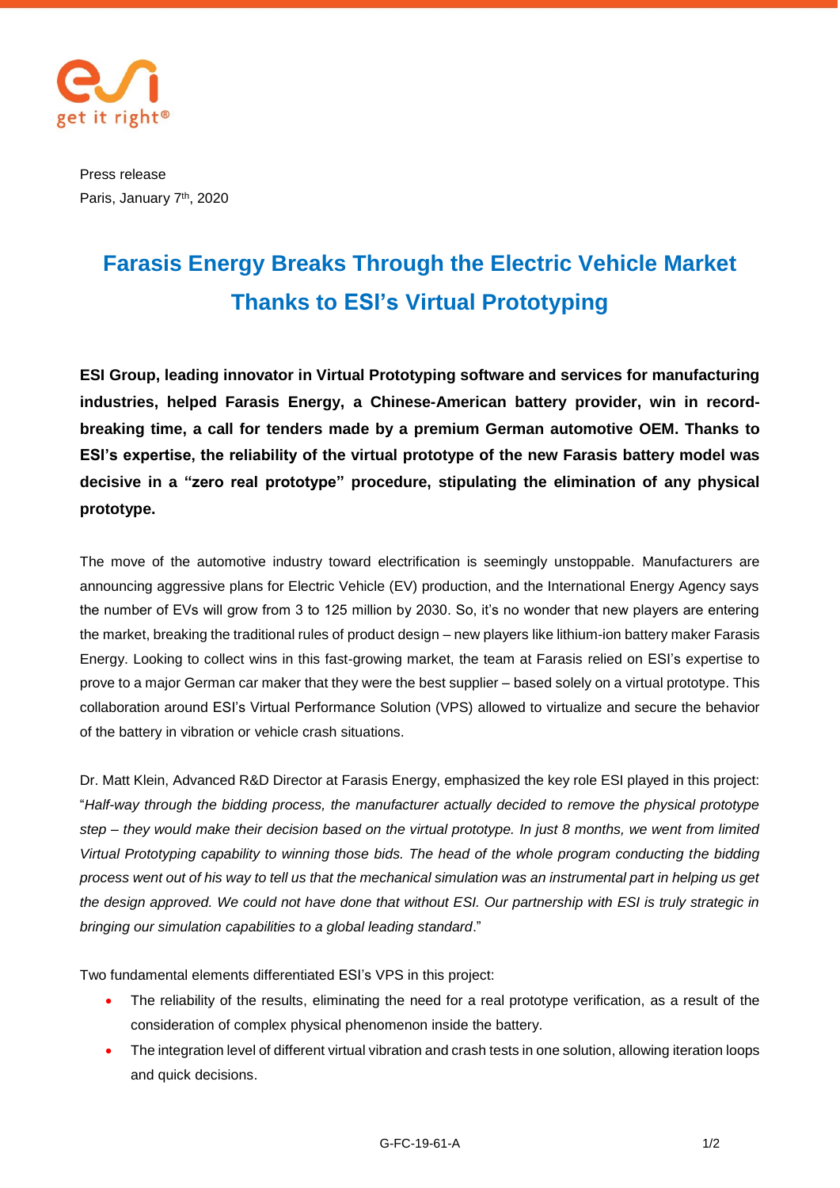Press release
Paris, January 7th, 2020

# Farasis Energy Breaks Through the Electric Vehicle Market Thanks to ESI's Virtual Prototyping

**ESI Group, leading innovator in Virtual Prototyping software and services for manufacturing industries, helped Farasis Energy, a Chinese-American battery provider, win in record-breaking time, a call for tenders made by a premium German automotive OEM. Thanks to ESI's expertise, the reliability of the virtual prototype of the new Farasis battery model was decisive in a "zero real prototype" procedure, stipulating the elimination of any physical prototype.**

The move of the automotive industry toward electrification is seemingly unstoppable. Manufacturers are announcing aggressive plans for Electric Vehicle (EV) production, and the International Energy Agency says the number of EVs will grow from 3 to 125 million by 2030. So, it's no wonder that new players are entering the market, breaking the traditional rules of product design – new players like lithium-ion battery maker Farasis Energy. Looking to collect wins in this fast-growing market, the team at Farasis relied on ESI's expertise to prove to a major German car maker that they were the best supplier – based solely on a virtual prototype. This collaboration around ESI's Virtual Performance Solution (VPS) allowed to virtualize and secure the behavior of the battery in vibration or vehicle crash situations.

Dr. Matt Klein, Advanced R&D Director at Farasis Energy, emphasized the key role ESI played in this project: "*Half-way through the bidding process, the manufacturer actually decided to remove the physical prototype step – they would make their decision based on the virtual prototype. In just 8 months, we went from limited Virtual Prototyping capability to winning those bids. The head of the whole program conducting the bidding process went out of his way to tell us that the mechanical simulation was an instrumental part in helping us get the design approved. We could not have done that without ESI. Our partnership with ESI is truly strategic in bringing our simulation capabilities to a global leading standard*."

Two fundamental elements differentiated ESI's VPS in this project:

- The reliability of the results, eliminating the need for a real prototype verification, as a result of the consideration of complex physical phenomenon inside the battery.
- The integration level of different virtual vibration and crash tests in one solution, allowing iteration loops and quick decisions.

G-FC-19-61-A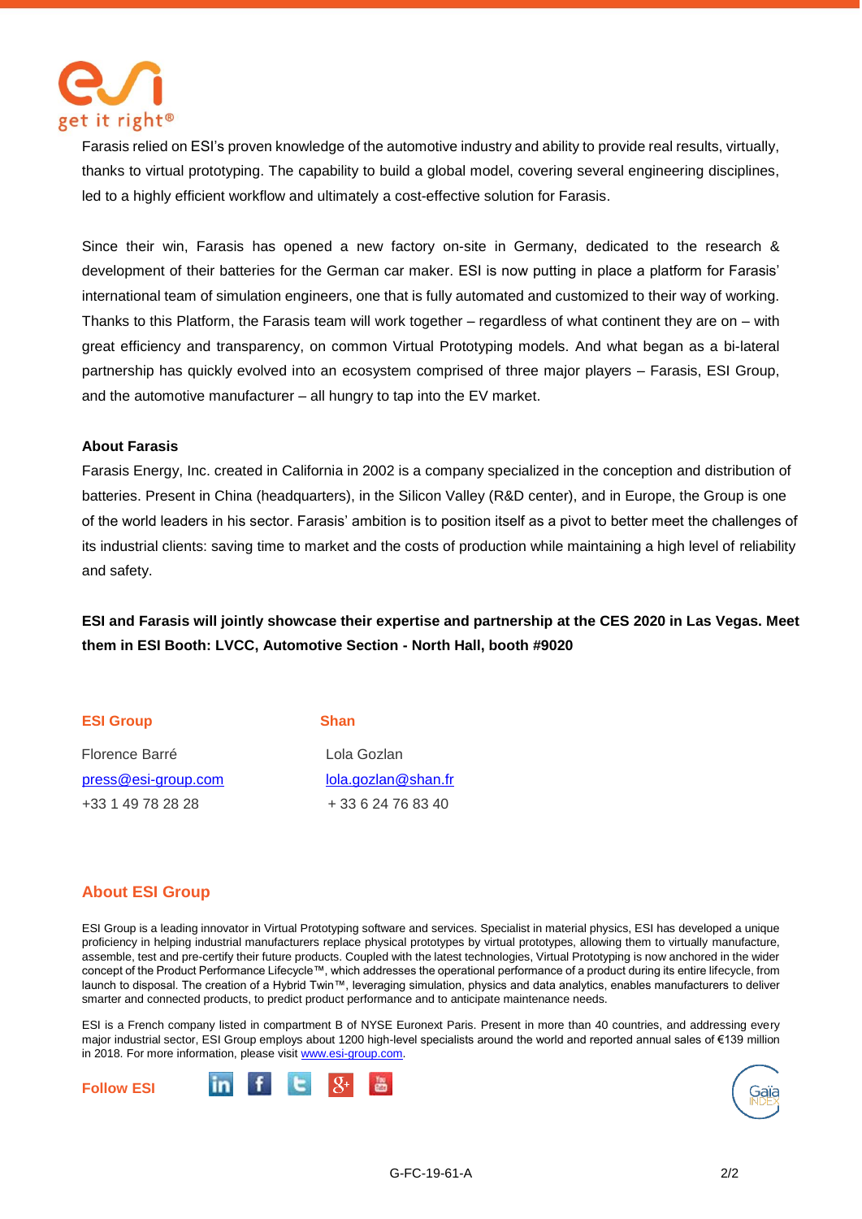Farasis relied on ESI's proven knowledge of the automotive industry and ability to provide real results, virtually, thanks to virtual prototyping. The capability to build a global model, covering several engineering disciplines, led to a highly efficient workflow and ultimately a cost-effective solution for Farasis.

Since their win, Farasis has opened a new factory on-site in Germany, dedicated to the research & development of their batteries for the German car maker. ESI is now putting in place a platform for Farasis' international team of simulation engineers, one that is fully automated and customized to their way of working. Thanks to this Platform, the Farasis team will work together – regardless of what continent they are on – with great efficiency and transparency, on common Virtual Prototyping models. And what began as a bi-lateral partnership has quickly evolved into an ecosystem comprised of three major players – Farasis, ESI Group, and the automotive manufacturer – all hungry to tap into the EV market.

**About Farasis**

Farasis Energy, Inc. created in California in 2002 is a company specialized in the conception and distribution of batteries. Present in China (headquarters), in the Silicon Valley (R&D center), and in Europe, the Group is one of the world leaders in his sector. Farasis' ambition is to position itself as a pivot to better meet the challenges of its industrial clients: saving time to market and the costs of production while maintaining a high level of reliability and safety.

**ESI and Farasis will jointly showcase their expertise and partnership at the CES 2020 in Las Vegas. Meet them in ESI Booth: LVCC, Automotive Section - North Hall, booth #9020**

**ESI Group**

Florence Barré
press@esi-group.com
+33 1 49 78 28 28

**Shan**

Lola Gozlan
lola.gozlan@shan.fr
+ 33 6 24 76 83 40

## About ESI Group

ESI Group is a leading innovator in Virtual Prototyping software and services. Specialist in material physics, ESI has developed a unique proficiency in helping industrial manufacturers replace physical prototypes by virtual prototypes, allowing them to virtually manufacture, assemble, test and pre-certify their future products. Coupled with the latest technologies, Virtual Prototyping is now anchored in the wider concept of the Product Performance Lifecycle™, which addresses the operational performance of a product during its entire lifecycle, from launch to disposal. The creation of a Hybrid Twin™, leveraging simulation, physics and data analytics, enables manufacturers to deliver smarter and connected products, to predict product performance and to anticipate maintenance needs.

ESI is a French company listed in compartment B of NYSE Euronext Paris. Present in more than 40 countries, and addressing every major industrial sector, ESI Group employs about 1200 high-level specialists around the world and reported annual sales of €139 million in 2018. For more information, please visit www.esi-group.com.

**Follow ESI**

G-FC-19-61-A